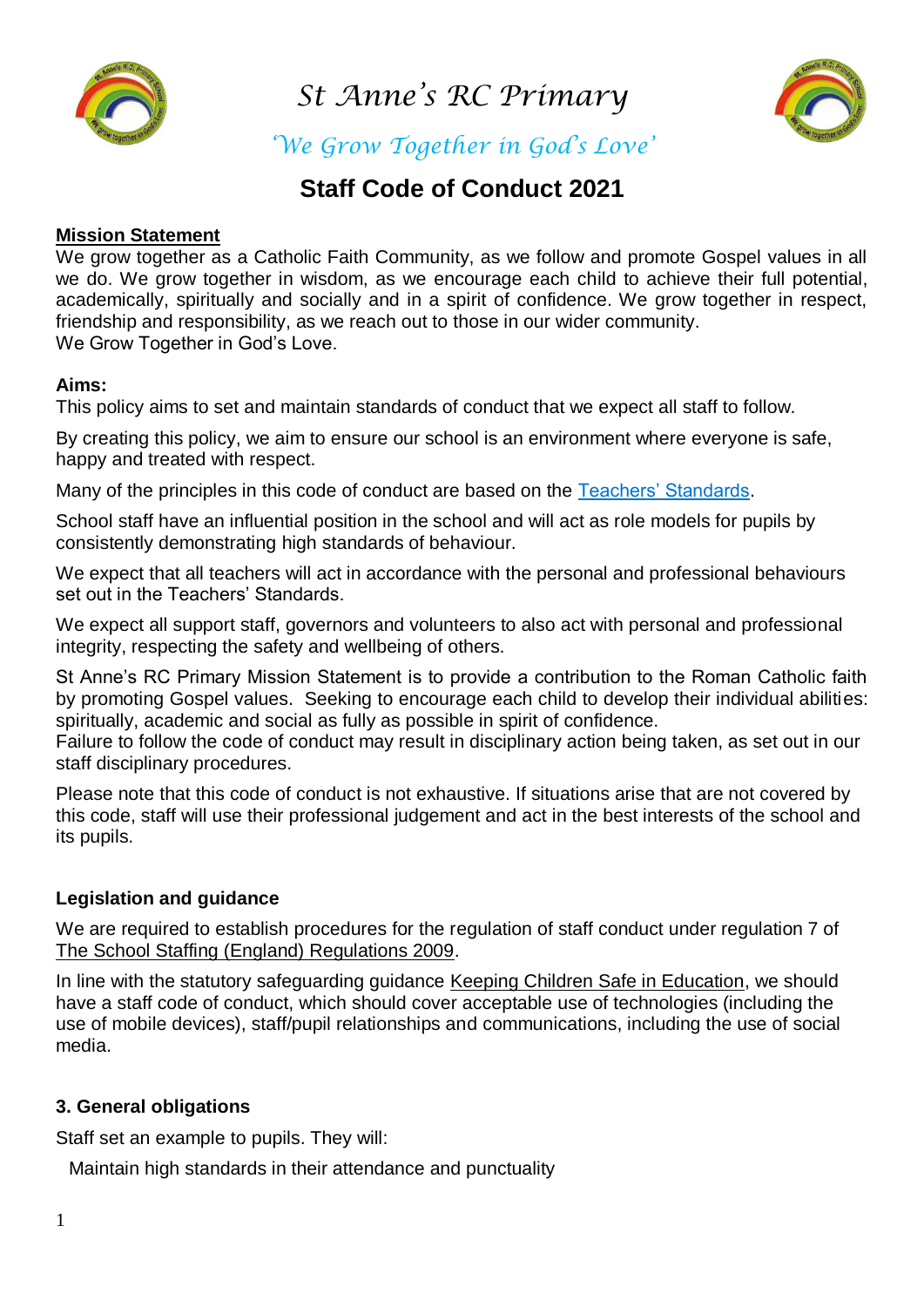# St Anne's RC Primary

*'We Grow Together in God's Love'*

## Staff Code of Conduct 2021

**Mission Statement**

We grow together as a Catholic Faith Community, as we follow and promote Gospel values in all we do. We grow together in wisdom, as we encourage each child to achieve their full potential, academically, spiritually and socially and in a spirit of confidence. We grow together in respect, friendship and responsibility, as we reach out to those in our wider community.
We Grow Together in God's Love.

**Aims:**

This policy aims to set and maintain standards of conduct that we expect all staff to follow.

By creating this policy, we aim to ensure our school is an environment where everyone is safe, happy and treated with respect.

Many of the principles in this code of conduct are based on the Teachers' Standards.

School staff have an influential position in the school and will act as role models for pupils by consistently demonstrating high standards of behaviour.

We expect that all teachers will act in accordance with the personal and professional behaviours set out in the Teachers' Standards.

We expect all support staff, governors and volunteers to also act with personal and professional integrity, respecting the safety and wellbeing of others.

St Anne's RC Primary Mission Statement is to provide a contribution to the Roman Catholic faith by promoting Gospel values. Seeking to encourage each child to develop their individual abilities: spiritually, academic and social as fully as possible in spirit of confidence.
Failure to follow the code of conduct may result in disciplinary action being taken, as set out in our staff disciplinary procedures.

Please note that this code of conduct is not exhaustive. If situations arise that are not covered by this code, staff will use their professional judgement and act in the best interests of the school and its pupils.

### Legislation and guidance

We are required to establish procedures for the regulation of staff conduct under regulation 7 of The School Staffing (England) Regulations 2009.

In line with the statutory safeguarding guidance Keeping Children Safe in Education, we should have a staff code of conduct, which should cover acceptable use of technologies (including the use of mobile devices), staff/pupil relationships and communications, including the use of social media.

### 3. General obligations

Staff set an example to pupils. They will:

- Maintain high standards in their attendance and punctuality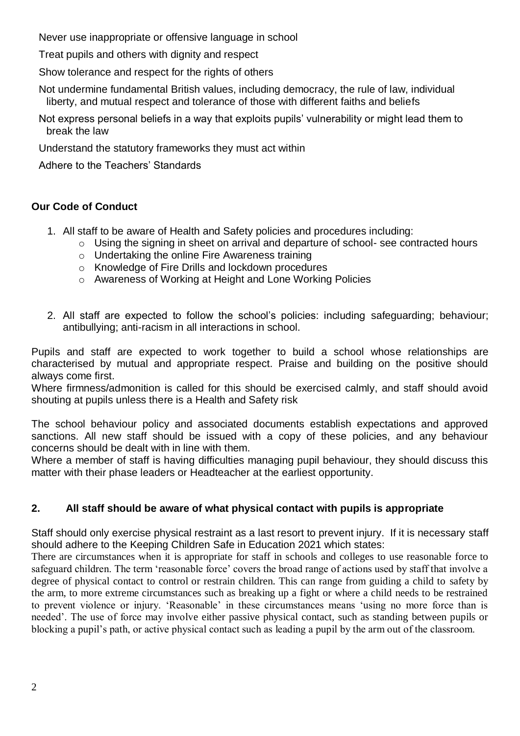- Never use inappropriate or offensive language in school
- Treat pupils and others with dignity and respect
- Show tolerance and respect for the rights of others
- Not undermine fundamental British values, including democracy, the rule of law, individual liberty, and mutual respect and tolerance of those with different faiths and beliefs
- Not express personal beliefs in a way that exploits pupils' vulnerability or might lead them to break the law
- Understand the statutory frameworks they must act within
- Adhere to the Teachers' Standards

## Our Code of Conduct

1. All staff to be aware of Health and Safety policies and procedures including:
   - Using the signing in sheet on arrival and departure of school- see contracted hours
   - Undertaking the online Fire Awareness training
   - Knowledge of Fire Drills and lockdown procedures
   - Awareness of Working at Height and Lone Working Policies

2. All staff are expected to follow the school's policies: including safeguarding; behaviour; antibullying; anti-racism in all interactions in school.

Pupils and staff are expected to work together to build a school whose relationships are characterised by mutual and appropriate respect. Praise and building on the positive should always come first.

Where firmness/admonition is called for this should be exercised calmly, and staff should avoid shouting at pupils unless there is a Health and Safety risk

The school behaviour policy and associated documents establish expectations and approved sanctions. All new staff should be issued with a copy of these policies, and any behaviour concerns should be dealt with in line with them.

Where a member of staff is having difficulties managing pupil behaviour, they should discuss this matter with their phase leaders or Headteacher at the earliest opportunity.

### 2. All staff should be aware of what physical contact with pupils is appropriate

Staff should only exercise physical restraint as a last resort to prevent injury. If it is necessary staff should adhere to the Keeping Children Safe in Education 2021 which states:

There are circumstances when it is appropriate for staff in schools and colleges to use reasonable force to safeguard children. The term 'reasonable force' covers the broad range of actions used by staff that involve a degree of physical contact to control or restrain children. This can range from guiding a child to safety by the arm, to more extreme circumstances such as breaking up a fight or where a child needs to be restrained to prevent violence or injury. 'Reasonable' in these circumstances means 'using no more force than is needed'. The use of force may involve either passive physical contact, such as standing between pupils or blocking a pupil's path, or active physical contact such as leading a pupil by the arm out of the classroom.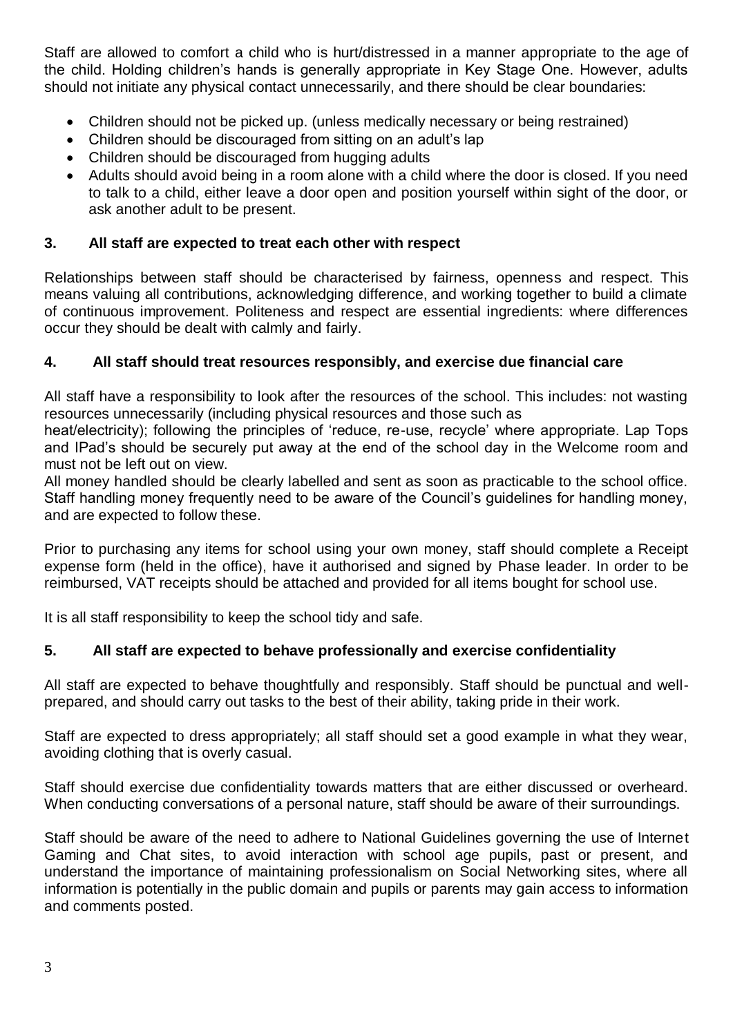Staff are allowed to comfort a child who is hurt/distressed in a manner appropriate to the age of the child. Holding children's hands is generally appropriate in Key Stage One. However, adults should not initiate any physical contact unnecessarily, and there should be clear boundaries:

- Children should not be picked up. (unless medically necessary or being restrained)
- Children should be discouraged from sitting on an adult's lap
- Children should be discouraged from hugging adults
- Adults should avoid being in a room alone with a child where the door is closed. If you need to talk to a child, either leave a door open and position yourself within sight of the door, or ask another adult to be present.

### 3. All staff are expected to treat each other with respect

Relationships between staff should be characterised by fairness, openness and respect. This means valuing all contributions, acknowledging difference, and working together to build a climate of continuous improvement. Politeness and respect are essential ingredients: where differences occur they should be dealt with calmly and fairly.

### 4. All staff should treat resources responsibly, and exercise due financial care

All staff have a responsibility to look after the resources of the school. This includes: not wasting resources unnecessarily (including physical resources and those such as heat/electricity); following the principles of 'reduce, re-use, recycle' where appropriate. Lap Tops and IPad's should be securely put away at the end of the school day in the Welcome room and must not be left out on view.

All money handled should be clearly labelled and sent as soon as practicable to the school office. Staff handling money frequently need to be aware of the Council's guidelines for handling money, and are expected to follow these.

Prior to purchasing any items for school using your own money, staff should complete a Receipt expense form (held in the office), have it authorised and signed by Phase leader. In order to be reimbursed, VAT receipts should be attached and provided for all items bought for school use.

It is all staff responsibility to keep the school tidy and safe.

### 5. All staff are expected to behave professionally and exercise confidentiality

All staff are expected to behave thoughtfully and responsibly. Staff should be punctual and well-prepared, and should carry out tasks to the best of their ability, taking pride in their work.

Staff are expected to dress appropriately; all staff should set a good example in what they wear, avoiding clothing that is overly casual.

Staff should exercise due confidentiality towards matters that are either discussed or overheard. When conducting conversations of a personal nature, staff should be aware of their surroundings.

Staff should be aware of the need to adhere to National Guidelines governing the use of Internet Gaming and Chat sites, to avoid interaction with school age pupils, past or present, and understand the importance of maintaining professionalism on Social Networking sites, where all information is potentially in the public domain and pupils or parents may gain access to information and comments posted.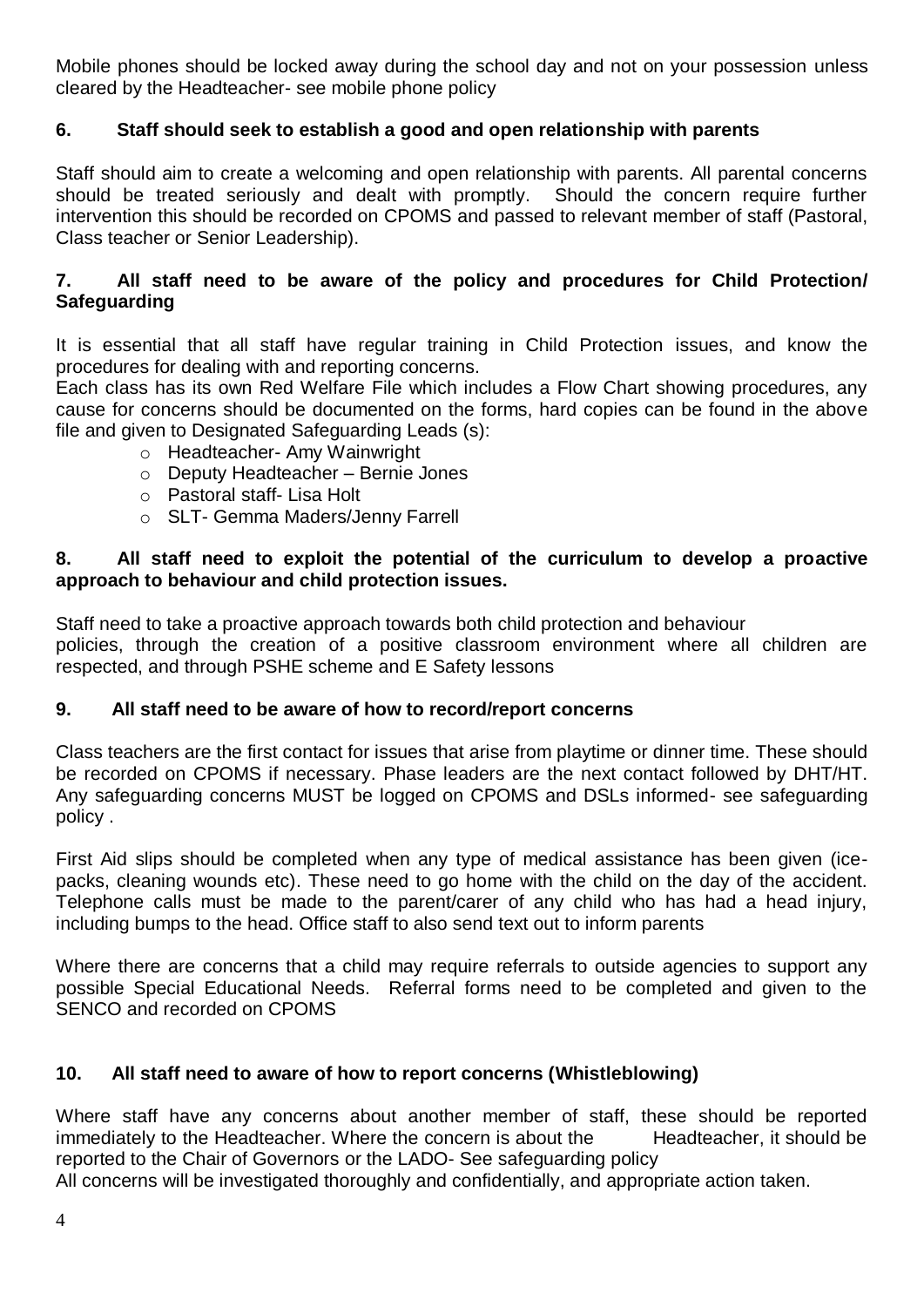Mobile phones should be locked away during the school day and not on your possession unless cleared by the Headteacher- see mobile phone policy

### 6. Staff should seek to establish a good and open relationship with parents

Staff should aim to create a welcoming and open relationship with parents. All parental concerns should be treated seriously and dealt with promptly. Should the concern require further intervention this should be recorded on CPOMS and passed to relevant member of staff (Pastoral, Class teacher or Senior Leadership).

### 7. All staff need to be aware of the policy and procedures for Child Protection/ Safeguarding

It is essential that all staff have regular training in Child Protection issues, and know the procedures for dealing with and reporting concerns.
Each class has its own Red Welfare File which includes a Flow Chart showing procedures, any cause for concerns should be documented on the forms, hard copies can be found in the above file and given to Designated Safeguarding Leads (s):

- Headteacher- Amy Wainwright
- Deputy Headteacher – Bernie Jones
- Pastoral staff- Lisa Holt
- SLT- Gemma Maders/Jenny Farrell

### 8. All staff need to exploit the potential of the curriculum to develop a proactive approach to behaviour and child protection issues.

Staff need to take a proactive approach towards both child protection and behaviour policies, through the creation of a positive classroom environment where all children are respected, and through PSHE scheme and E Safety lessons

### 9. All staff need to be aware of how to record/report concerns

Class teachers are the first contact for issues that arise from playtime or dinner time. These should be recorded on CPOMS if necessary. Phase leaders are the next contact followed by DHT/HT. Any safeguarding concerns MUST be logged on CPOMS and DSLs informed- see safeguarding policy .

First Aid slips should be completed when any type of medical assistance has been given (ice-packs, cleaning wounds etc). These need to go home with the child on the day of the accident. Telephone calls must be made to the parent/carer of any child who has had a head injury, including bumps to the head. Office staff to also send text out to inform parents

Where there are concerns that a child may require referrals to outside agencies to support any possible Special Educational Needs. Referral forms need to be completed and given to the SENCO and recorded on CPOMS

### 10. All staff need to aware of how to report concerns (Whistleblowing)

Where staff have any concerns about another member of staff, these should be reported immediately to the Headteacher. Where the concern is about the Headteacher, it should be reported to the Chair of Governors or the LADO- See safeguarding policy
All concerns will be investigated thoroughly and confidentially, and appropriate action taken.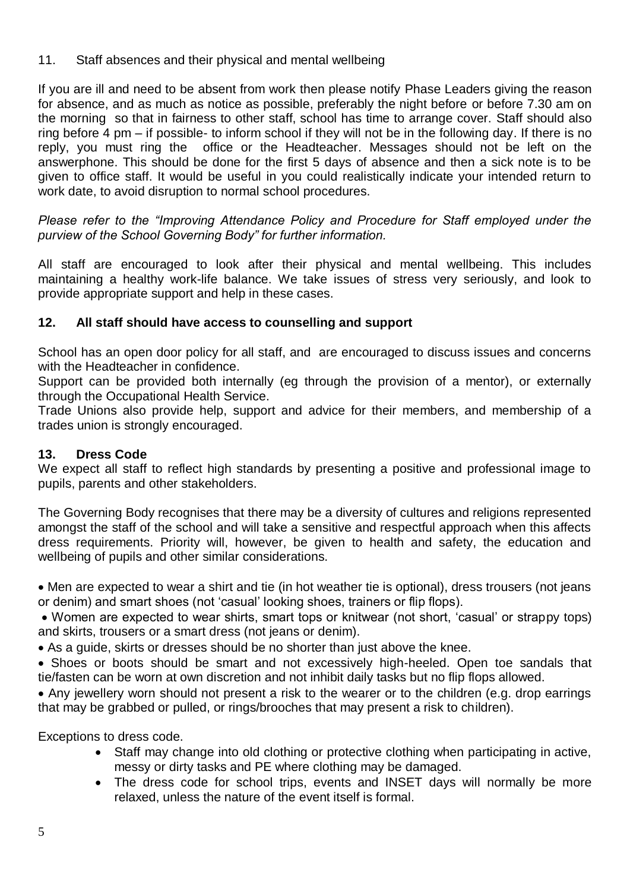## 11. Staff absences and their physical and mental wellbeing

If you are ill and need to be absent from work then please notify Phase Leaders giving the reason for absence, and as much as notice as possible, preferably the night before or before 7.30 am on the morning so that in fairness to other staff, school has time to arrange cover. Staff should also ring before 4 pm – if possible- to inform school if they will not be in the following day. If there is no reply, you must ring the office or the Headteacher. Messages should not be left on the answerphone. This should be done for the first 5 days of absence and then a sick note is to be given to office staff. It would be useful in you could realistically indicate your intended return to work date, to avoid disruption to normal school procedures.

*Please refer to the "Improving Attendance Policy and Procedure for Staff employed under the purview of the School Governing Body" for further information.*

All staff are encouraged to look after their physical and mental wellbeing. This includes maintaining a healthy work-life balance. We take issues of stress very seriously, and look to provide appropriate support and help in these cases.

## 12. All staff should have access to counselling and support

School has an open door policy for all staff, and are encouraged to discuss issues and concerns with the Headteacher in confidence.

Support can be provided both internally (eg through the provision of a mentor), or externally through the Occupational Health Service.

Trade Unions also provide help, support and advice for their members, and membership of a trades union is strongly encouraged.

## 13. Dress Code

We expect all staff to reflect high standards by presenting a positive and professional image to pupils, parents and other stakeholders.

The Governing Body recognises that there may be a diversity of cultures and religions represented amongst the staff of the school and will take a sensitive and respectful approach when this affects dress requirements. Priority will, however, be given to health and safety, the education and wellbeing of pupils and other similar considerations.

- Men are expected to wear a shirt and tie (in hot weather tie is optional), dress trousers (not jeans or denim) and smart shoes (not 'casual' looking shoes, trainers or flip flops).
- Women are expected to wear shirts, smart tops or knitwear (not short, 'casual' or strappy tops) and skirts, trousers or a smart dress (not jeans or denim).
- As a guide, skirts or dresses should be no shorter than just above the knee.
- Shoes or boots should be smart and not excessively high-heeled. Open toe sandals that tie/fasten can be worn at own discretion and not inhibit daily tasks but no flip flops allowed.
- Any jewellery worn should not present a risk to the wearer or to the children (e.g. drop earrings that may be grabbed or pulled, or rings/brooches that may present a risk to children).

Exceptions to dress code.

- Staff may change into old clothing or protective clothing when participating in active, messy or dirty tasks and PE where clothing may be damaged.
- The dress code for school trips, events and INSET days will normally be more relaxed, unless the nature of the event itself is formal.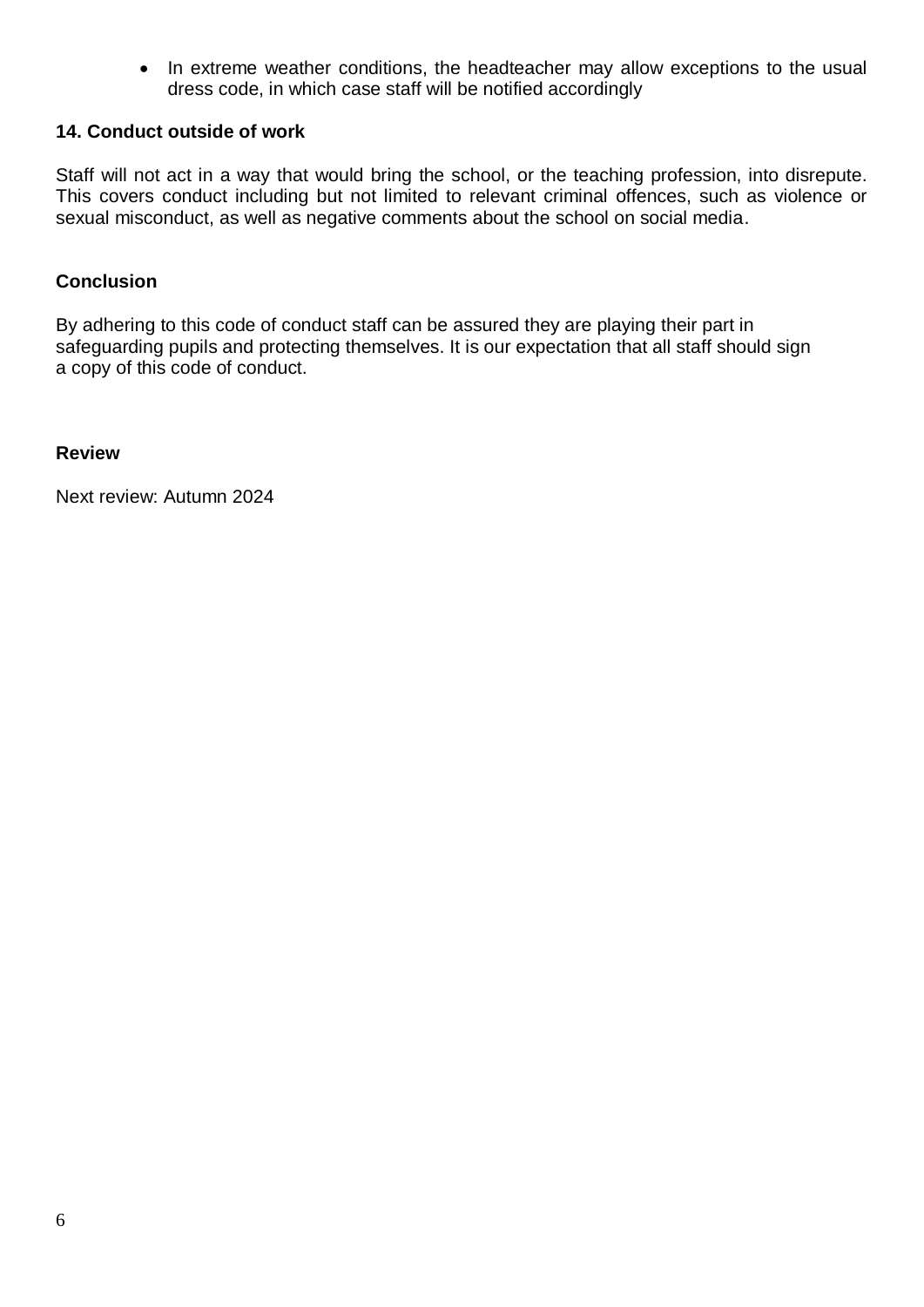- In extreme weather conditions, the headteacher may allow exceptions to the usual dress code, in which case staff will be notified accordingly

**14. Conduct outside of work**

Staff will not act in a way that would bring the school, or the teaching profession, into disrepute. This covers conduct including but not limited to relevant criminal offences, such as violence or sexual misconduct, as well as negative comments about the school on social media.

**Conclusion**

By adhering to this code of conduct staff can be assured they are playing their part in safeguarding pupils and protecting themselves. It is our expectation that all staff should sign a copy of this code of conduct.

**Review**

Next review: Autumn 2024